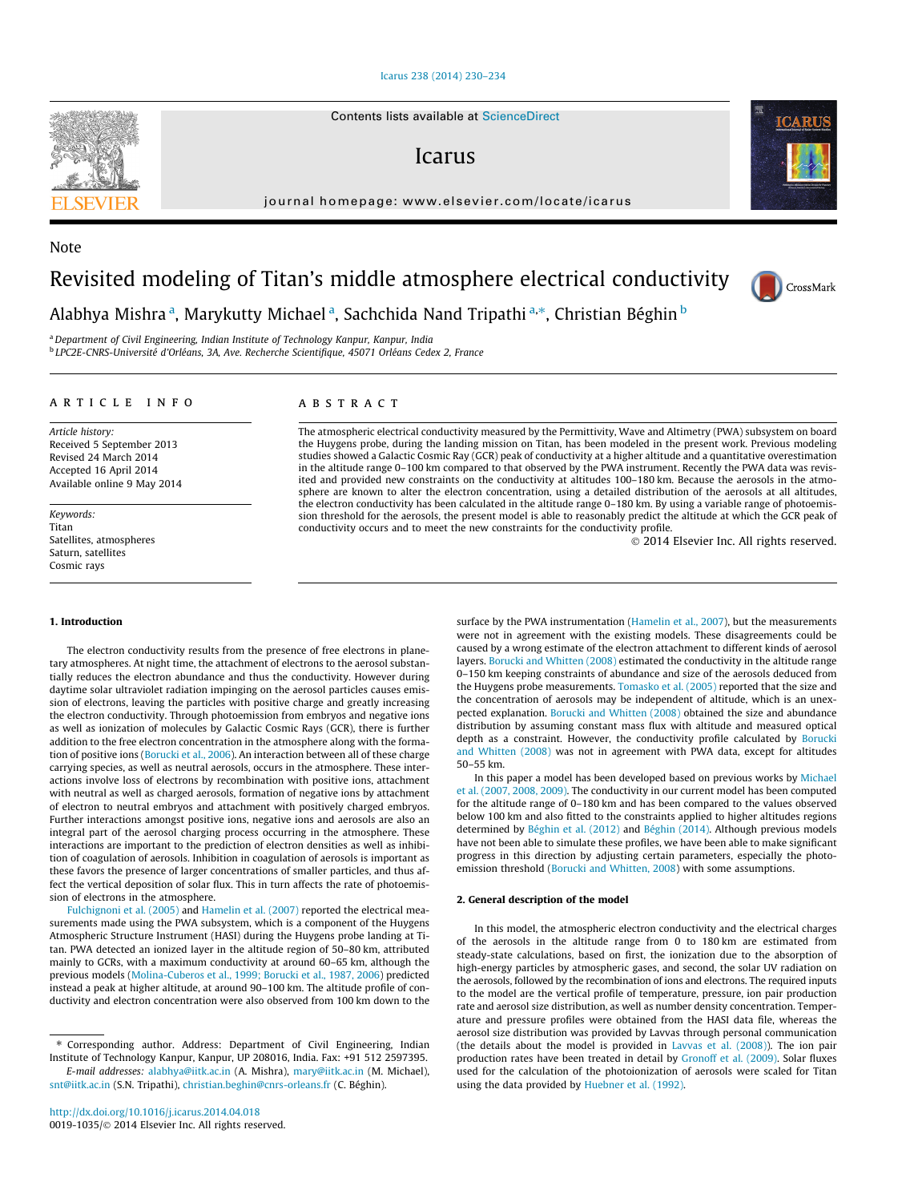Note

# Revisited modeling of Titan's middle atmosphere electrical conductivity

Alabhya Mishra[a], Marykutty Michael[a], Sachchida Nand Tripathi[a,*], Christian Béghin[b]

[a] Department of Civil Engineering, Indian Institute of Technology Kanpur, Kanpur, India
[b] LPC2E-CNRS-Université d'Orléans, 3A, Ave. Recherche Scientifique, 45071 Orléans Cedex 2, France

## ARTICLE INFO

*Article history:*
Received 5 September 2013
Revised 24 March 2014
Accepted 16 April 2014
Available online 9 May 2014

*Keywords:*
Titan
Satellites, atmospheres
Saturn, satellites
Cosmic rays

## ABSTRACT

The atmospheric electrical conductivity measured by the Permittivity, Wave and Altimetry (PWA) subsystem on board the Huygens probe, during the landing mission on Titan, has been modeled in the present work. Previous modeling studies showed a Galactic Cosmic Ray (GCR) peak of conductivity at a higher altitude and a quantitative overestimation in the altitude range 0–100 km compared to that observed by the PWA instrument. Recently the PWA data was revisited and provided new constraints on the conductivity at altitudes 100–180 km. Because the aerosols in the atmosphere are known to alter the electron concentration, using a detailed distribution of the aerosols at all altitudes, the electron conductivity has been calculated in the altitude range 0–180 km. By using a variable range of photoemission threshold for the aerosols, the present model is able to reasonably predict the altitude at which the GCR peak of conductivity occurs and to meet the new constraints for the conductivity profile.

© 2014 Elsevier Inc. All rights reserved.

### 1. Introduction

The electron conductivity results from the presence of free electrons in planetary atmospheres. At night time, the attachment of electrons to the aerosol substantially reduces the electron abundance and thus the conductivity. However during daytime solar ultraviolet radiation impinging on the aerosol particles causes emission of electrons, leaving the particles with positive charge and greatly increasing the electron conductivity. Through photoemission from embryos and negative ions as well as ionization of molecules by Galactic Cosmic Rays (GCR), there is further addition to the free electron concentration in the atmosphere along with the formation of positive ions (Borucki et al., 2006). An interaction between all of these charge carrying species, as well as neutral aerosols, occurs in the atmosphere. These interactions involve loss of electrons by recombination with positive ions, attachment with neutral as well as charged aerosols, formation of negative ions by attachment of electron to neutral embryos and attachment with positively charged embryos. Further interactions amongst positive ions, negative ions and aerosols are also an integral part of the aerosol charging process occurring in the atmosphere. These interactions are important to the prediction of electron densities as well as inhibition of coagulation of aerosols. Inhibition in coagulation of aerosols is important as these favors the presence of larger concentrations of smaller particles, and thus affect the vertical deposition of solar flux. This in turn affects the rate of photoemission of electrons in the atmosphere.

Fulchignoni et al. (2005) and Hamelin et al. (2007) reported the electrical measurements made using the PWA subsystem, which is a component of the Huygens Atmospheric Structure Instrument (HASI) during the Huygens probe landing at Titan. PWA detected an ionized layer in the altitude region of 50–80 km, attributed mainly to GCRs, with a maximum conductivity at around 60–65 km, although the previous models (Molina-Cuberos et al., 1999; Borucki et al., 1987, 2006) predicted instead a peak at higher altitude, at around 90–100 km. The altitude profile of conductivity and electron concentration were also observed from 100 km down to the surface by the PWA instrumentation (Hamelin et al., 2007), but the measurements were not in agreement with the existing models. These disagreements could be caused by a wrong estimate of the electron attachment to different kinds of aerosol layers. Borucki and Whitten (2008) estimated the conductivity in the altitude range 0–150 km keeping constraints of abundance and size of the aerosols deduced from the Huygens probe measurements. Tomasko et al. (2005) reported that the size and the concentration of aerosols may be independent of altitude, which is an unexpected explanation. Borucki and Whitten (2008) obtained the size and abundance distribution by assuming constant mass flux with altitude and measured optical depth as a constraint. However, the conductivity profile calculated by Borucki and Whitten (2008) was not in agreement with PWA data, except for altitudes 50–55 km.

In this paper a model has been developed based on previous works by Michael et al. (2007, 2008, 2009). The conductivity in our current model has been computed for the altitude range of 0–180 km and has been compared to the values observed below 100 km and also fitted to the constraints applied to higher altitudes regions determined by Béghin et al. (2012) and Béghin (2014). Although previous models have not been able to simulate these profiles, we have been able to make significant progress in this direction by adjusting certain parameters, especially the photoemission threshold (Borucki and Whitten, 2008) with some assumptions.

### 2. General description of the model

In this model, the atmospheric electron conductivity and the electrical charges of the aerosols in the altitude range from 0 to 180 km are estimated from steady-state calculations, based on first, the ionization due to the absorption of high-energy particles by atmospheric gases, and second, the solar UV radiation on the aerosols, followed by the recombination of ions and electrons. The required inputs to the model are the vertical profile of temperature, pressure, ion pair production rate and aerosol size distribution, as well as number density concentration. Temperature and pressure profiles were obtained from the HASI data file, whereas the aerosol size distribution was provided by Lavvas through personal communication (the details about the model is provided in Lavvas et al. (2008)). The ion pair production rates have been treated in detail by Gronoff et al. (2009). Solar fluxes used for the calculation of the photoionization of aerosols were scaled for Titan using the data provided by Huebner et al. (1992).

---

* Corresponding author. Address: Department of Civil Engineering, Indian Institute of Technology Kanpur, Kanpur, UP 208016, India. Fax: +91 512 2597395.
*E-mail addresses:* alabhya@iitk.ac.in (A. Mishra), mary@iitk.ac.in (M. Michael), snt@iitk.ac.in (S.N. Tripathi), christian.beghin@cnrs-orleans.fr (C. Béghin).

http://dx.doi.org/10.1016/j.icarus.2014.04.018
0019-1035/© 2014 Elsevier Inc. All rights reserved.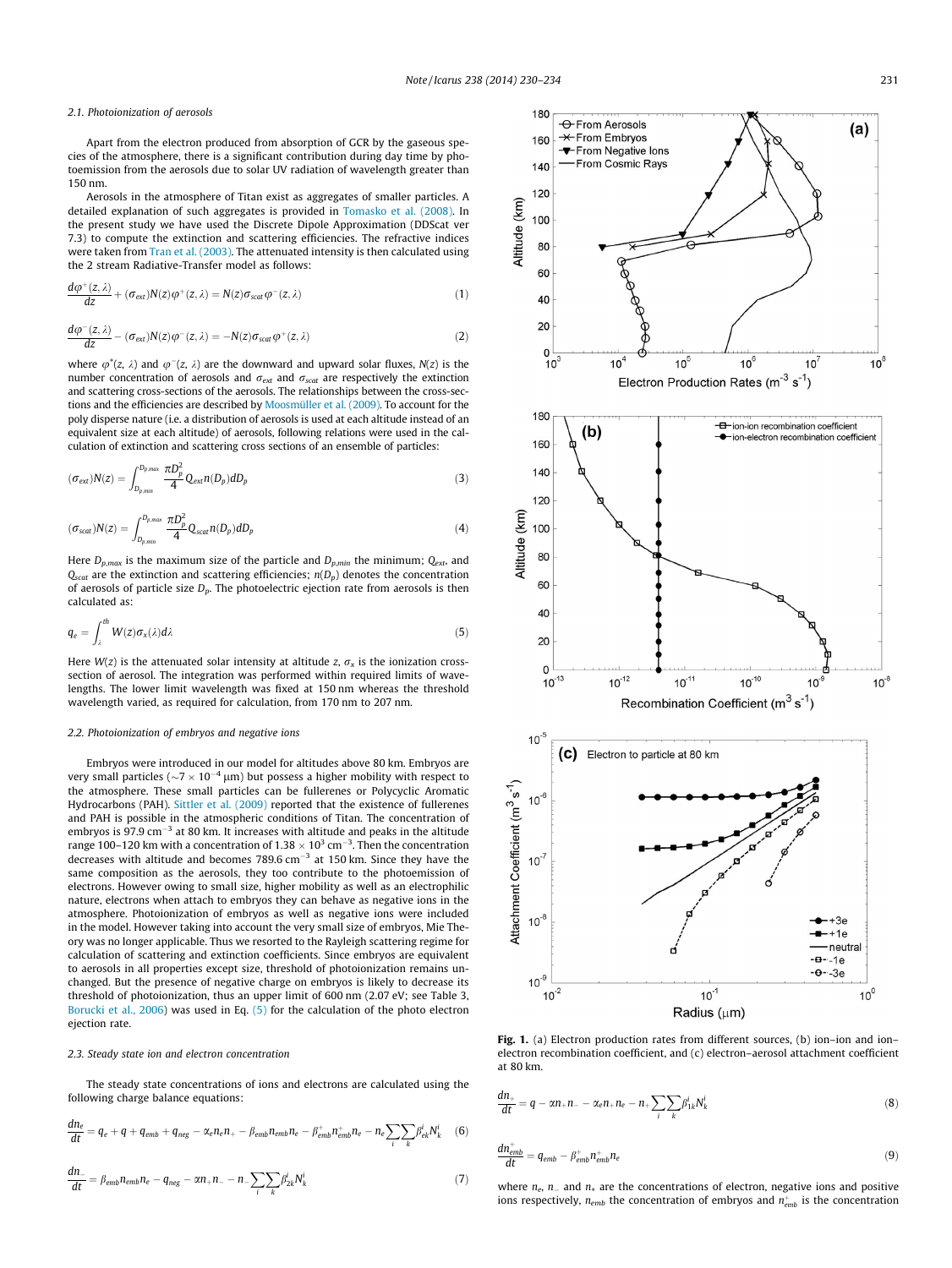### 2.1. Photoionization of aerosols

Apart from the electron produced from absorption of GCR by the gaseous species of the atmosphere, there is a significant contribution during day time by photoemission from the aerosols due to solar UV radiation of wavelength greater than 150 nm.

Aerosols in the atmosphere of Titan exist as aggregates of smaller particles. A detailed explanation of such aggregates is provided in Tomasko et al. (2008). In the present study we have used the Discrete Dipole Approximation (DDScat ver 7.3) to compute the extinction and scattering efficiencies. The refractive indices were taken from Tran et al. (2003). The attenuated intensity is then calculated using the 2 stream Radiative-Transfer model as follows:

$$\frac{d\varphi^{+}(z,\lambda)}{dz} + (\sigma_{ext})N(z)\varphi^{+}(z,\lambda) = N(z)\sigma_{scat}\varphi^{-}(z,\lambda) \tag{1}$$

$$\frac{d\varphi^{-}(z,\lambda)}{dz} - (\sigma_{ext})N(z)\varphi^{-}(z,\lambda) = -N(z)\sigma_{scat}\varphi^{+}(z,\lambda) \tag{2}$$

where $\varphi^{+}(z,\lambda)$ and $\varphi^{-}(z,\lambda)$ are the downward and upward solar fluxes, $N(z)$ is the number concentration of aerosols and $\sigma_{ext}$ and $\sigma_{scat}$ are respectively the extinction and scattering cross-sections of the aerosols. The relationships between the cross-sections and the efficiencies are described by Moosmüller et al. (2009). To account for the poly disperse nature (i.e. a distribution of aerosols is used at each altitude instead of an equivalent size at each altitude) of aerosols, following relations were used in the calculation of extinction and scattering cross sections of an ensemble of particles:

$$(\sigma_{ext})N(z) = \int_{D_{p,min}}^{D_{p,max}} \frac{\pi D_p^2}{4} Q_{ext} n(D_p) dD_p \tag{3}$$

$$(\sigma_{scat})N(z) = \int_{D_{p,min}}^{D_{p,max}} \frac{\pi D_p^2}{4} Q_{scat} n(D_p) dD_p \tag{4}$$

Here $D_{p,max}$ is the maximum size of the particle and $D_{p,min}$ the minimum; $Q_{ext}$, and $Q_{scat}$ are the extinction and scattering efficiencies; $n(D_p)$ denotes the concentration of aerosols of particle size $D_p$. The photoelectric ejection rate from aerosols is then calculated as:

$$q_e = \int_{\lambda}^{th} W(z)\sigma_x(\lambda)d\lambda \tag{5}$$

Here $W(z)$ is the attenuated solar intensity at altitude $z$, $\sigma_x$ is the ionization cross-section of aerosol. The integration was performed within required limits of wavelengths. The lower limit wavelength was fixed at 150 nm whereas the threshold wavelength varied, as required for calculation, from 170 nm to 207 nm.

### 2.2. Photoionization of embryos and negative ions

Embryos were introduced in our model for altitudes above 80 km. Embryos are very small particles ($\sim 7 \times 10^{-4}$ μm) but possess a higher mobility with respect to the atmosphere. These small particles can be fullerenes or Polycyclic Aromatic Hydrocarbons (PAH). Sittler et al. (2009) reported that the existence of fullerenes and PAH is possible in the atmospheric conditions of Titan. The concentration of embryos is 97.9 cm$^{-3}$ at 80 km. It increases with altitude and peaks in the altitude range 100–120 km with a concentration of $1.38 \times 10^3$ cm$^{-3}$. Then the concentration decreases with altitude and becomes 789.6 cm$^{-3}$ at 150 km. Since they have the same composition as the aerosols, they too contribute to the photoemission of electrons. However owing to small size, higher mobility as well as an electrophilic nature, electrons when attach to embryos they can behave as negative ions in the atmosphere. Photoionization of embryos as well as negative ions were included in the model. However taking into account the very small size of embryos, Mie Theory was no longer applicable. Thus we resorted to the Rayleigh scattering regime for calculation of scattering and extinction coefficients. Since embryos are equivalent to aerosols in all properties except size, threshold of photoionization remains unchanged. But the presence of negative charge on embryos is likely to decrease its threshold of photoionization, thus an upper limit of 600 nm (2.07 eV; see Table 3, Borucki et al., 2006) was used in Eq. (5) for the calculation of the photo electron ejection rate.

### 2.3. Steady state ion and electron concentration

The steady state concentrations of ions and electrons are calculated using the following charge balance equations:

$$\frac{dn_e}{dt} = q_e + q + q_{emb} + q_{neg} - \alpha_e n_e n_+ - \beta_{emb} n_{emb} n_e - \beta^{+}_{emb} n^{+}_{emb} n_e - n_e \sum_i \sum_k \beta^i_{ek} N^i_k \tag{6}$$

$$\frac{dn_-}{dt} = \beta_{emb} n_{emb} n_e - q_{neg} - \alpha n_+ n_- - n_- \sum_i \sum_k \beta^i_{2k} N^i_k \tag{7}$$

Fig. 1. (a) Electron production rates from different sources, (b) ion–ion and ion–electron recombination coefficient, and (c) electron–aerosol attachment coefficient at 80 km.

$$\frac{dn_+}{dt} = q - \alpha n_+ n_- - \alpha_e n_+ n_e - n_+ \sum_i \sum_k \beta^i_{1k} N^i_k \tag{8}$$

$$\frac{dn^{+}_{emb}}{dt} = q_{emb} - \beta^{+}_{emb} n^{+}_{emb} n_e \tag{9}$$

where $n_e$, $n_-$ and $n_+$ are the concentrations of electron, negative ions and positive ions respectively, $n_{emb}$ the concentration of embryos and $n^{+}_{emb}$ is the concentration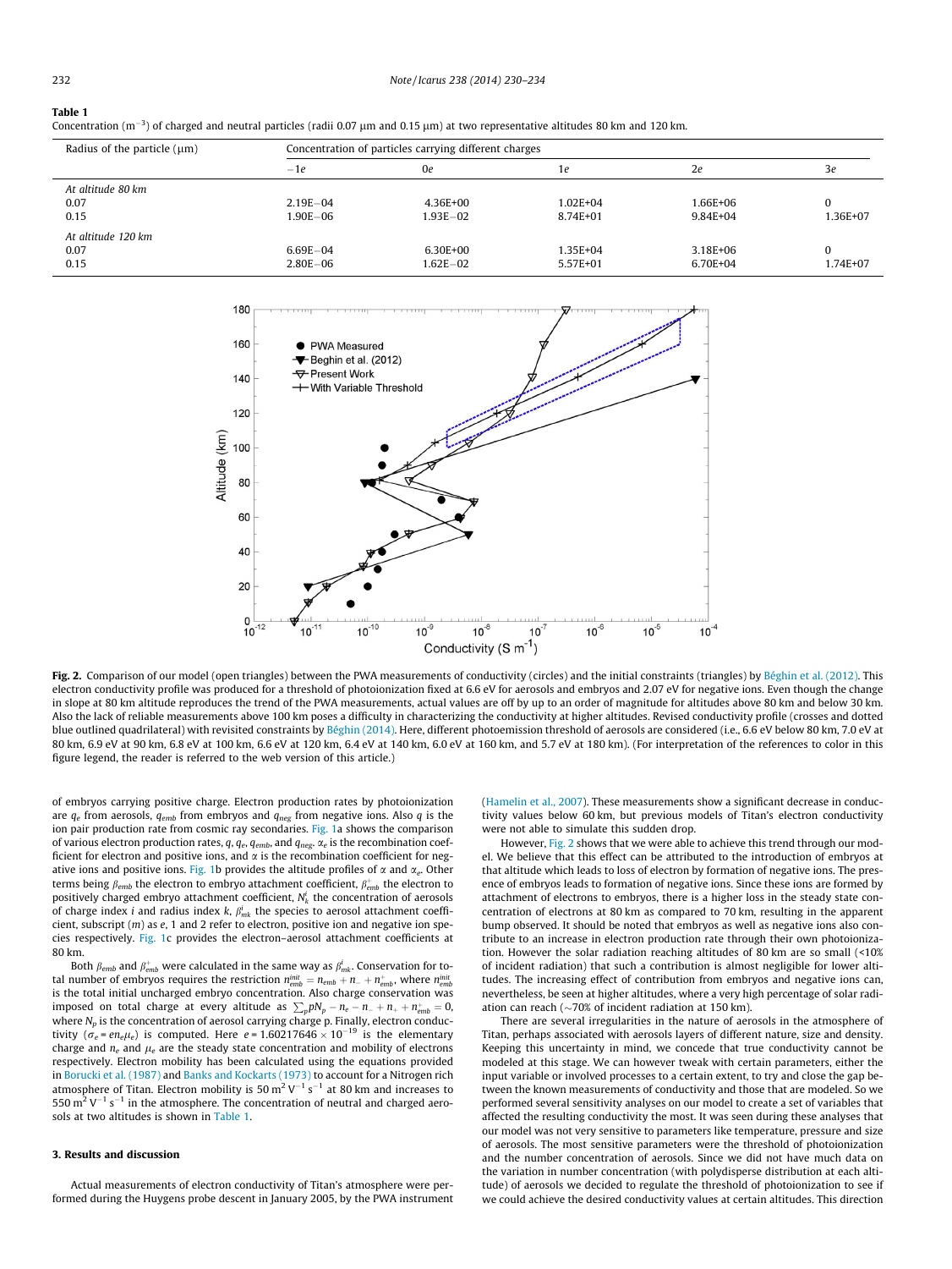**Table 1**

Concentration ($m^{-3}$) of charged and neutral particles (radii 0.07 μm and 0.15 μm) at two representative altitudes 80 km and 120 km.

| Radius of the particle (μm) | Concentration of particles carrying different charges | | | | |
|---|---|---|---|---|---|
| | $-1e$ | $0e$ | $1e$ | $2e$ | $3e$ |
| *At altitude 80 km* | | | | | |
| 0.07 | 2.19E−04 | 4.36E+00 | 1.02E+04 | 1.66E+06 | 0 |
| 0.15 | 1.90E−06 | 1.93E−02 | 8.74E+01 | 9.84E+04 | 1.36E+07 |
| *At altitude 120 km* | | | | | |
| 0.07 | 6.69E−04 | 6.30E+00 | 1.35E+04 | 3.18E+06 | 0 |
| 0.15 | 2.80E−06 | 1.62E−02 | 5.57E+01 | 6.70E+04 | 1.74E+07 |

**Fig. 2.** Comparison of our model (open triangles) between the PWA measurements of conductivity (circles) and the initial constraints (triangles) by Béghin et al. (2012). This electron conductivity profile was produced for a threshold of photoionization fixed at 6.6 eV for aerosols and embryos and 2.07 eV for negative ions. Even though the change in slope at 80 km altitude reproduces the trend of the PWA measurements, actual values are off by up to an order of magnitude for altitudes above 80 km and below 30 km. Also the lack of reliable measurements above 100 km poses a difficulty in characterizing the conductivity at higher altitudes. Revised conductivity profile (crosses and dotted blue outlined quadrilateral) with revisited constraints by Béghin (2014). Here, different photoemission threshold of aerosols are considered (i.e., 6.6 eV below 80 km, 7.0 eV at 80 km, 6.9 eV at 90 km, 6.8 eV at 100 km, 6.6 eV at 120 km, 6.4 eV at 140 km, 6.0 eV at 160 km, and 5.7 eV at 180 km). (For interpretation of the references to color in this figure legend, the reader is referred to the web version of this article.)

of embryos carrying positive charge. Electron production rates by photoionization are $q_e$ from aerosols, $q_{emb}$ from embryos and $q_{neg}$ from negative ions. Also $q$ is the ion pair production rate from cosmic ray secondaries. Fig. 1a shows the comparison of various electron production rates, $q$, $q_e$, $q_{emb}$, and $q_{neg}$. $\alpha_e$ is the recombination coefficient for electron and positive ions, and $\alpha$ is the recombination coefficient for negative ions and positive ions. Fig. 1b provides the altitude profiles of $\alpha$ and $\alpha_e$. Other terms being $\beta_{emb}$ the electron to embryo attachment coefficient, $\beta^{+}_{emb}$ the electron to positively charged embryo attachment coefficient, $N^i_k$ the concentration of aerosols of charge index $i$ and radius index $k$, $\beta^i_{mk}$ the species to aerosol attachment coefficient, subscript ($m$) as $e$, 1 and 2 refer to electron, positive ion and negative ion species respectively. Fig. 1c provides the electron–aerosol attachment coefficients at 80 km.

Both $\beta_{emb}$ and $\beta^{+}_{emb}$ were calculated in the same way as $\beta^i_{mk}$. Conservation for total number of embryos requires the restriction $n^{init}_{emb} = n_{emb} + n_{-} + n^{+}_{emb}$, where $n^{init}_{emb}$ is the total initial uncharged embryo concentration. Also charge conservation was imposed on total charge at every altitude as $\sum_p pN_p - n_e - n_{-} + n_{+} + n^{+}_{emb} = 0$, where $N_p$ is the concentration of aerosol carrying charge p. Finally, electron conductivity ($\sigma_e = en_e\mu_e$) is computed. Here $e = 1.60217646 \times 10^{-19}$ is the elementary charge and $n_e$ and $\mu_e$ are the steady state concentration and mobility of electrons respectively. Electron mobility has been calculated using the equations provided in Borucki et al. (1987) and Banks and Kockarts (1973) to account for a Nitrogen rich atmosphere of Titan. Electron mobility is 50 $m^2\,V^{-1}\,s^{-1}$ at 80 km and increases to 550 $m^2\,V^{-1}\,s^{-1}$ in the atmosphere. The concentration of neutral and charged aerosols at two altitudes is shown in Table 1.

### 3. Results and discussion

Actual measurements of electron conductivity of Titan's atmosphere were performed during the Huygens probe descent in January 2005, by the PWA instrument (Hamelin et al., 2007). These measurements show a significant decrease in conductivity values below 60 km, but previous models of Titan's electron conductivity were not able to simulate this sudden drop.

However, Fig. 2 shows that we were able to achieve this trend through our model. We believe that this effect can be attributed to the introduction of embryos at that altitude which leads to loss of electron by formation of negative ions. The presence of embryos leads to formation of negative ions. Since these ions are formed by attachment of electrons to embryos, there is a higher loss in the steady state concentration of electrons at 80 km as compared to 70 km, resulting in the apparent bump observed. It should be noted that embryos as well as negative ions also contribute to an increase in electron production rate through their own photoionization. However the solar radiation reaching altitudes of 80 km are so small (<10% of incident radiation) that such a contribution is almost negligible for lower altitudes. The increasing effect of contribution from embryos and negative ions can, nevertheless, be seen at higher altitudes, where a very high percentage of solar radiation can reach (~70% of incident radiation at 150 km).

There are several irregularities in the nature of aerosols in the atmosphere of Titan, perhaps associated with aerosols layers of different nature, size and density. Keeping this uncertainty in mind, we concede that true conductivity cannot be modeled at this stage. We can however tweak with certain parameters, either the input variable or involved processes to a certain extent, to try and close the gap between the known measurements of conductivity and those that are modeled. So we performed several sensitivity analyses on our model to create a set of variables that affected the resulting conductivity the most. It was seen during these analyses that our model was not very sensitive to parameters like temperature, pressure and size of aerosols. The most sensitive parameters were the threshold of photoionization and the number concentration of aerosols. Since we did not have much data on the variation in number concentration (with polydisperse distribution at each altitude) of aerosols we decided to regulate the threshold of photoionization to see if we could achieve the desired conductivity values at certain altitudes. This direction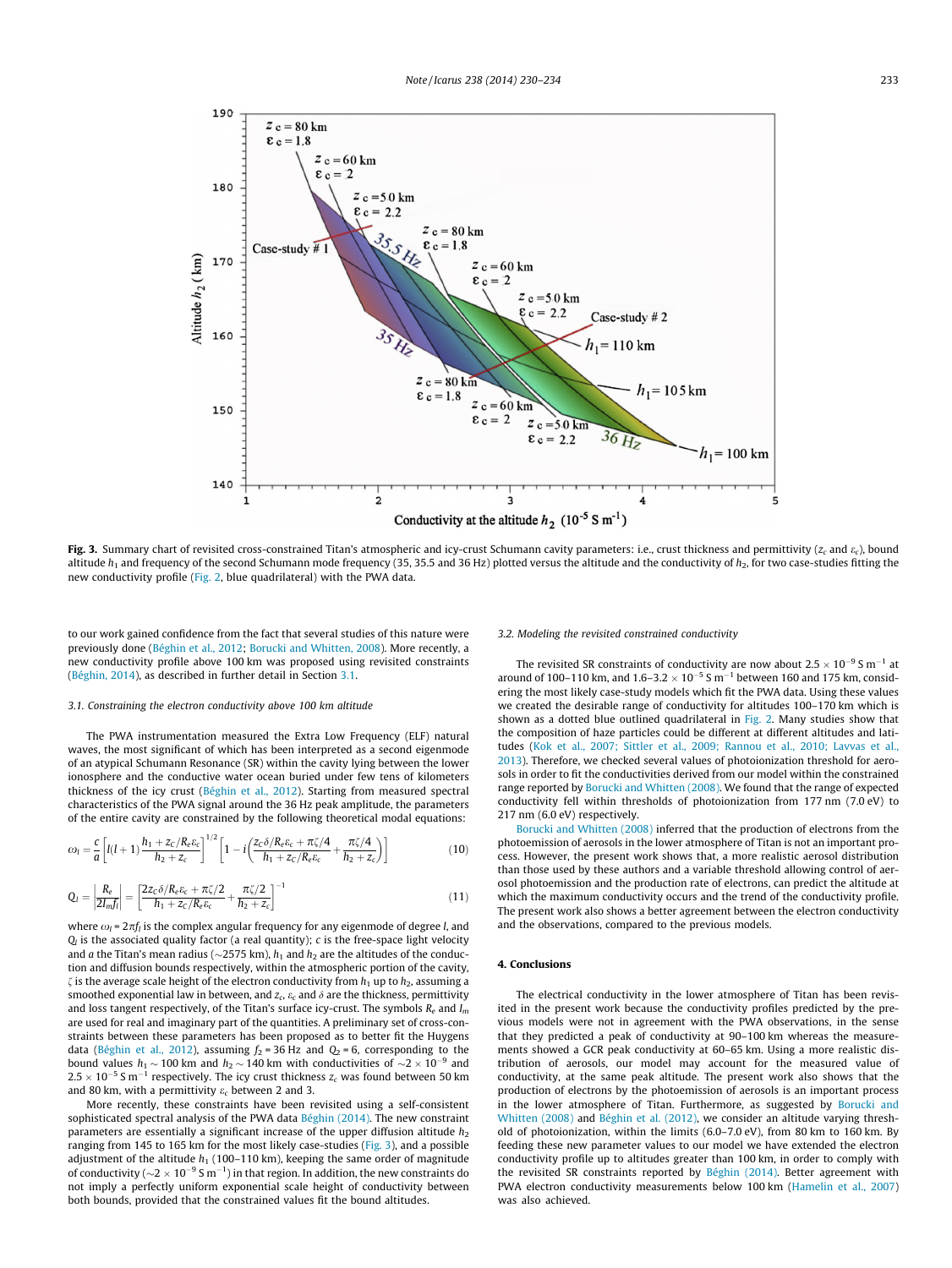Fig. 3. Summary chart of revisited cross-constrained Titan's atmospheric and icy-crust Schumann cavity parameters: i.e., crust thickness and permittivity ($z_c$ and $\varepsilon_c$), bound altitude $h_1$ and frequency of the second Schumann mode frequency (35, 35.5 and 36 Hz) plotted versus the altitude and the conductivity of $h_2$, for two case-studies fitting the new conductivity profile (Fig. 2, blue quadrilateral) with the PWA data.

to our work gained confidence from the fact that several studies of this nature were previously done (Béghin et al., 2012; Borucki and Whitten, 2008). More recently, a new conductivity profile above 100 km was proposed using revisited constraints (Béghin, 2014), as described in further detail in Section 3.1.

### 3.1. Constraining the electron conductivity above 100 km altitude

The PWA instrumentation measured the Extra Low Frequency (ELF) natural waves, the most significant of which has been interpreted as a second eigenmode of an atypical Schumann Resonance (SR) within the cavity lying between the lower ionosphere and the conductive water ocean buried under few tens of kilometers thickness of the icy crust (Béghin et al., 2012). Starting from measured spectral characteristics of the PWA signal around the 36 Hz peak amplitude, the parameters of the entire cavity are constrained by the following theoretical modal equations:

$$\omega_l = \frac{c}{a}\left[l(l+1)\frac{h_1 + z_c/R_e\varepsilon_c}{h_2 + z_c}\right]^{1/2}\left[1 - i\left(\frac{z_c\delta/R_e\varepsilon_c + \pi\zeta/4}{h_1 + z_c/R_e\varepsilon_c} + \frac{\pi\zeta/4}{h_2 + z_c}\right)\right] \tag{10}$$

$$Q_l = \left|\frac{R_e}{2I_m f_l}\right| = \left[\frac{2z_c\delta/R_e\varepsilon_c + \pi\zeta/2}{h_1 + z_c/R_e\varepsilon_c} + \frac{\pi\zeta/2}{h_2 + z_c}\right]^{-1} \tag{11}$$

where $\omega_l = 2\pi f_l$ is the complex angular frequency for any eigenmode of degree $l$, and $Q_l$ is the associated quality factor (a real quantity); $c$ is the free-space light velocity and $a$ the Titan's mean radius (~2575 km), $h_1$ and $h_2$ are the altitudes of the conduction and diffusion bounds respectively, within the atmospheric portion of the cavity, $\zeta$ is the average scale height of the electron conductivity from $h_1$ up to $h_2$, assuming a smoothed exponential law in between, and $z_c$, $\varepsilon_c$ and $\delta$ are the thickness, permittivity and loss tangent respectively, of the Titan's surface icy-crust. The symbols $R_e$ and $I_m$ are used for real and imaginary part of the quantities. A preliminary set of cross-constraints between these parameters has been proposed as to better fit the Huygens data (Béghin et al., 2012), assuming $f_2$ = 36 Hz and $Q_2$ = 6, corresponding to the bound values $h_1 \sim 100$ km and $h_2 \sim 140$ km with conductivities of $\sim 2 \times 10^{-9}$ and $2.5 \times 10^{-5}$ S m$^{-1}$ respectively. The icy crust thickness $z_c$ was found between 50 km and 80 km, with a permittivity $\varepsilon_c$ between 2 and 3.

More recently, these constraints have been revisited using a self-consistent sophisticated spectral analysis of the PWA data Béghin (2014). The new constraint parameters are essentially a significant increase of the upper diffusion altitude $h_2$ ranging from 145 to 165 km for the most likely case-studies (Fig. 3), and a possible adjustment of the altitude $h_1$ (100–110 km), keeping the same order of magnitude of conductivity ($\sim 2 \times 10^{-9}$ S m$^{-1}$) in that region. In addition, the new constraints do not imply a perfectly uniform exponential scale height of conductivity between both bounds, provided that the constrained values fit the bound altitudes.

### 3.2. Modeling the revisited constrained conductivity

The revisited SR constraints of conductivity are now about $2.5 \times 10^{-9}$ S m$^{-1}$ at around of 100–110 km, and $1.6$–$3.2 \times 10^{-5}$ S m$^{-1}$ between 160 and 175 km, considering the most likely case-study models which fit the PWA data. Using these values we created the desirable range of conductivity for altitudes 100–170 km which is shown as a dotted blue outlined quadrilateral in Fig. 2. Many studies show that the composition of haze particles could be different at different altitudes and latitudes (Kok et al., 2007; Sittler et al., 2009; Rannou et al., 2010; Lavvas et al., 2013). Therefore, we checked several values of photoionization threshold for aerosols in order to fit the conductivities derived from our model within the constrained range reported by Borucki and Whitten (2008). We found that the range of expected conductivity fell within thresholds of photoionization from 177 nm (7.0 eV) to 217 nm (6.0 eV) respectively.

Borucki and Whitten (2008) inferred that the production of electrons from the photoemission of aerosols in the lower atmosphere of Titan is not an important process. However, the present work shows that, a more realistic aerosol distribution than those used by these authors and a variable threshold allowing control of aerosol photoemission and the production rate of electrons, can predict the altitude at which the maximum conductivity occurs and the trend of the conductivity profile. The present work also shows a better agreement between the electron conductivity and the observations, compared to the previous models.

## 4. Conclusions

The electrical conductivity in the lower atmosphere of Titan has been revisited in the present work because the conductivity profiles predicted by the previous models were not in agreement with the PWA observations, in the sense that they predicted a peak of conductivity at 90–100 km whereas the measurements showed a GCR peak conductivity at 60–65 km. Using a more realistic distribution of aerosols, our model may account for the measured value of conductivity, at the same peak altitude. The present work also shows that the production of electrons by the photoemission of aerosols is an important process in the lower atmosphere of Titan. Furthermore, as suggested by Borucki and Whitten (2008) and Béghin et al. (2012), we consider an altitude varying threshold of photoionization, within the limits (6.0–7.0 eV), from 80 km to 160 km. By feeding these new parameter values to our model we have extended the electron conductivity profile up to altitudes greater than 100 km, in order to comply with the revisited SR constraints reported by Béghin (2014). Better agreement with PWA electron conductivity measurements below 100 km (Hamelin et al., 2007) was also achieved.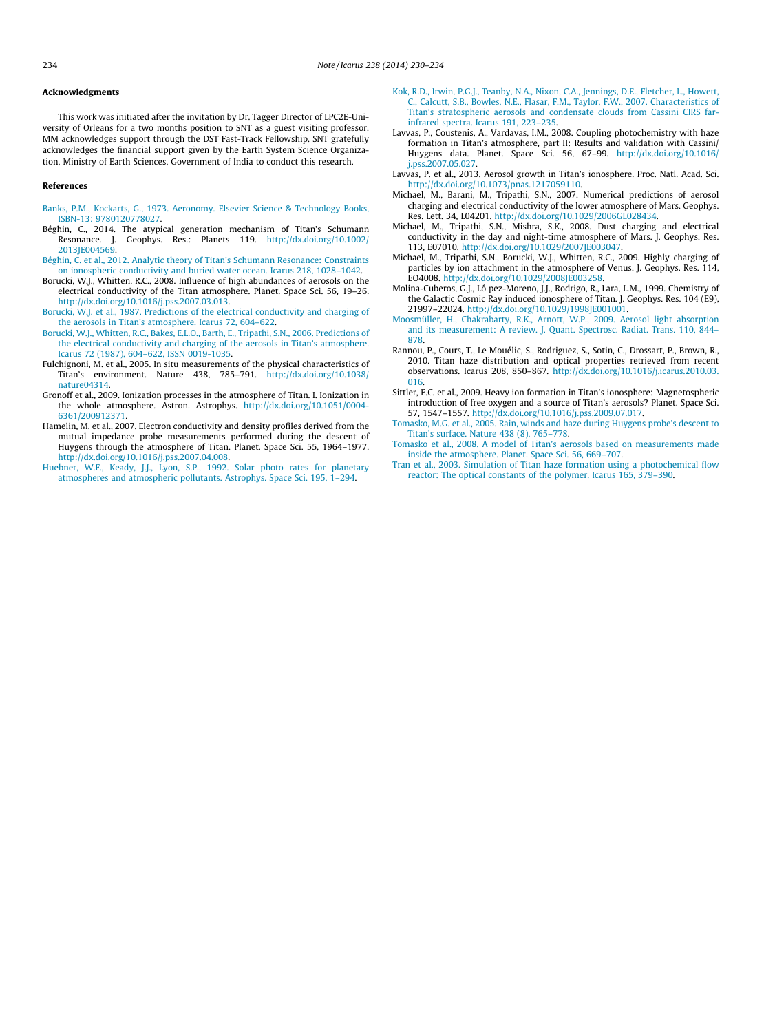## Acknowledgments

This work was initiated after the invitation by Dr. Tagger Director of LPC2E-University of Orleans for a two months position to SNT as a guest visiting professor. MM acknowledges support through the DST Fast-Track Fellowship. SNT gratefully acknowledges the financial support given by the Earth System Science Organization, Ministry of Earth Sciences, Government of India to conduct this research.

## References

Banks, P.M., Kockarts, G., 1973. Aeronomy. Elsevier Science & Technology Books, ISBN-13: 9780120778027.

Béghin, C., 2014. The atypical generation mechanism of Titan's Schumann Resonance. J. Geophys. Res.: Planets 119. http://dx.doi.org/10.1002/2013JE004569.

Béghin, C. et al., 2012. Analytic theory of Titan's Schumann Resonance: Constraints on ionospheric conductivity and buried water ocean. Icarus 218, 1028–1042.

Borucki, W.J., Whitten, R.C., 2008. Influence of high abundances of aerosols on the electrical conductivity of the Titan atmosphere. Planet. Space Sci. 56, 19–26. http://dx.doi.org/10.1016/j.pss.2007.03.013.

Borucki, W.J. et al., 1987. Predictions of the electrical conductivity and charging of the aerosols in Titan's atmosphere. Icarus 72, 604–622.

Borucki, W.J., Whitten, R.C., Bakes, E.L.O., Barth, E., Tripathi, S.N., 2006. Predictions of the electrical conductivity and charging of the aerosols in Titan's atmosphere. Icarus 72 (1987), 604–622, ISSN 0019-1035.

Fulchignoni, M. et al., 2005. In situ measurements of the physical characteristics of Titan's environment. Nature 438, 785–791. http://dx.doi.org/10.1038/nature04314.

Gronoff et al., 2009. Ionization processes in the atmosphere of Titan. I. Ionization in the whole atmosphere. Astron. Astrophys. http://dx.doi.org/10.1051/0004-6361/200912371.

Hamelin, M. et al., 2007. Electron conductivity and density profiles derived from the mutual impedance probe measurements performed during the descent of Huygens through the atmosphere of Titan. Planet. Space Sci. 55, 1964–1977. http://dx.doi.org/10.1016/j.pss.2007.04.008.

Huebner, W.F., Keady, J.J., Lyon, S.P., 1992. Solar photo rates for planetary atmospheres and atmospheric pollutants. Astrophys. Space Sci. 195, 1–294.

Kok, R.D., Irwin, P.G.J., Teanby, N.A., Nixon, C.A., Jennings, D.E., Fletcher, L., Howett, C., Calcutt, S.B., Bowles, N.E., Flasar, F.M., Taylor, F.W., 2007. Characteristics of Titan's stratospheric aerosols and condensate clouds from Cassini CIRS far-infrared spectra. Icarus 191, 223–235.

Lavvas, P., Coustenis, A., Vardavas, I.M., 2008. Coupling photochemistry with haze formation in Titan's atmosphere, part II: Results and validation with Cassini/Huygens data. Planet. Space Sci. 56, 67–99. http://dx.doi.org/10.1016/j.pss.2007.05.027.

Lavvas, P. et al., 2013. Aerosol growth in Titan's ionosphere. Proc. Natl. Acad. Sci. http://dx.doi.org/10.1073/pnas.1217059110.

Michael, M., Barani, M., Tripathi, S.N., 2007. Numerical predictions of aerosol charging and electrical conductivity of the lower atmosphere of Mars. Geophys. Res. Lett. 34, L04201. http://dx.doi.org/10.1029/2006GL028434.

Michael, M., Tripathi, S.N., Mishra, S.K., 2008. Dust charging and electrical conductivity in the day and night-time atmosphere of Mars. J. Geophys. Res. 113, E07010. http://dx.doi.org/10.1029/2007JE003047.

Michael, M., Tripathi, S.N., Borucki, W.J., Whitten, R.C., 2009. Highly charging of particles by ion attachment in the atmosphere of Venus. J. Geophys. Res. 114, EO4008. http://dx.doi.org/10.1029/2008JE003258.

Molina-Cuberos, G.J., Ló pez-Moreno, J.J., Rodrigo, R., Lara, L.M., 1999. Chemistry of the Galactic Cosmic Ray induced ionosphere of Titan. J. Geophys. Res. 104 (E9), 21997–22024. http://dx.doi.org/10.1029/1998JE001001.

Moosmüller, H., Chakrabarty, R.K., Arnott, W.P., 2009. Aerosol light absorption and its measurement: A review. J. Quant. Spectrosc. Radiat. Trans. 110, 844–878.

Rannou, P., Cours, T., Le Mouélic, S., Rodriguez, S., Sotin, C., Drossart, P., Brown, R., 2010. Titan haze distribution and optical properties retrieved from recent observations. Icarus 208, 850–867. http://dx.doi.org/10.1016/j.icarus.2010.03.016.

Sittler, E.C. et al., 2009. Heavy ion formation in Titan's ionosphere: Magnetospheric introduction of free oxygen and a source of Titan's aerosols? Planet. Space Sci. 57, 1547–1557. http://dx.doi.org/10.1016/j.pss.2009.07.017.

Tomasko, M.G. et al., 2005. Rain, winds and haze during Huygens probe's descent to Titan's surface. Nature 438 (8), 765–778.

Tomasko et al., 2008. A model of Titan's aerosols based on measurements made inside the atmosphere. Planet. Space Sci. 56, 669–707.

Tran et al., 2003. Simulation of Titan haze formation using a photochemical flow reactor: The optical constants of the polymer. Icarus 165, 379–390.